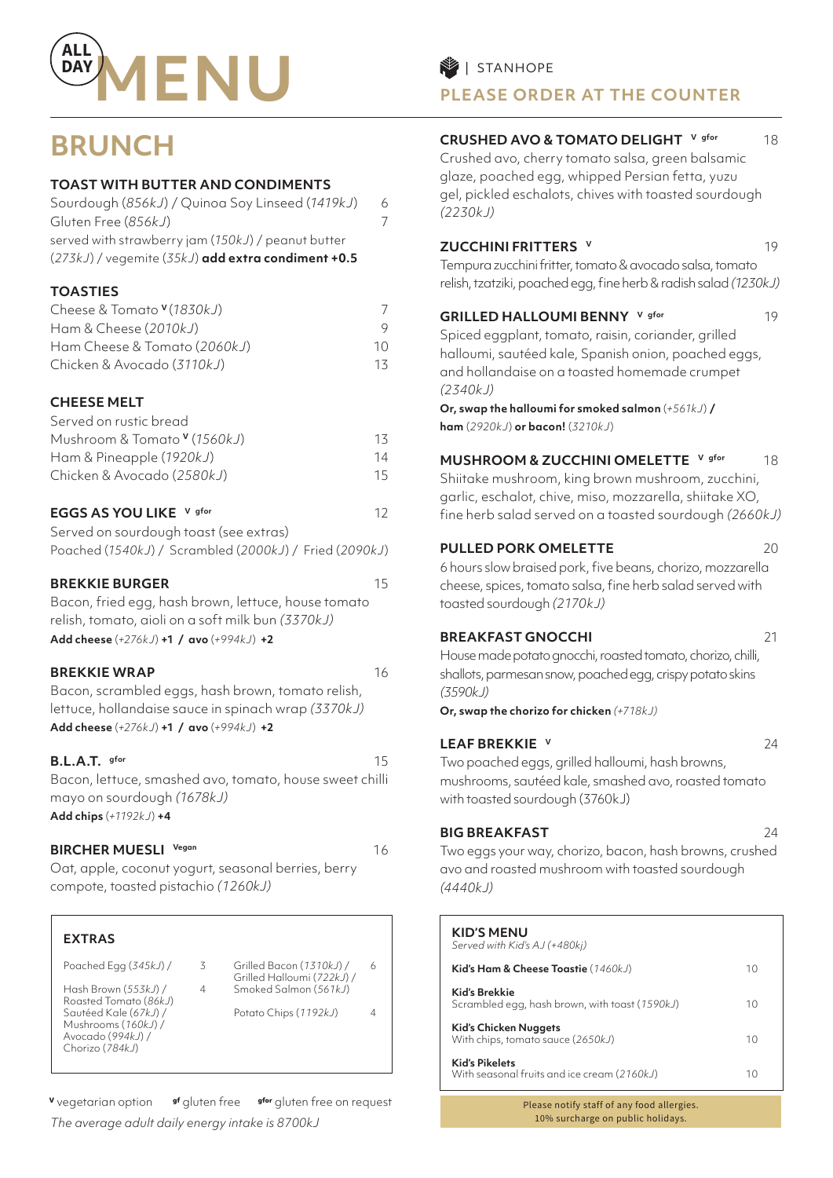# ALL DAY MENU

STANHOPE

**PLEASE ORDER AT THE COUNTER**

## BRUNCH

### TOAST WITH BUTTER AND CONDIMENTS

| | |
|---|---|
| Sourdough (*856kJ*) / Quinoa Soy Linseed (*1419kJ*) | 6 |
| Gluten Free (*856kJ*) | 7 |

served with strawberry jam (*150kJ*) / peanut butter (*273kJ*) / vegemite (*35kJ*) **add extra condiment +0.5**

### TOASTIES

| | |
|---|---|
| Cheese & Tomato V (*1830kJ*) | 7 |
| Ham & Cheese (*2010kJ*) | 9 |
| Ham Cheese & Tomato (*2060kJ*) | 10 |
| Chicken & Avocado (*3110kJ*) | 13 |

### CHEESE MELT

Served on rustic bread

| | |
|---|---|
| Mushroom & Tomato V (*1560kJ*) | 13 |
| Ham & Pineapple (*1920kJ*) | 14 |
| Chicken & Avocado (*2580kJ*) | 15 |

### EGGS AS YOU LIKE V gfor — 12

Served on sourdough toast (see extras)
Poached (*1540kJ*) / Scrambled (*2000kJ*) / Fried (*2090kJ*)

### BREKKIE BURGER — 15

Bacon, fried egg, hash brown, lettuce, house tomato relish, tomato, aioli on a soft milk bun *(3370kJ)*
**Add cheese** (*+276kJ*) **+1 / avo** (*+994kJ*) **+2**

### BREKKIE WRAP — 16

Bacon, scrambled eggs, hash brown, tomato relish, lettuce, hollandaise sauce in spinach wrap *(3370kJ)*
**Add cheese** (*+276kJ*) **+1 / avo** (*+994kJ*) **+2**

### B.L.A.T. gfor — 15

Bacon, lettuce, smashed avo, tomato, house sweet chilli mayo on sourdough *(1678kJ)*
**Add chips** (*+1192kJ*) **+4**

### BIRCHER MUESLI Vegan — 16

Oat, apple, coconut yogurt, seasonal berries, berry compote, toasted pistachio *(1260kJ)*

### EXTRAS

| | | | |
|---|---|---|---|
| Poached Egg (*345kJ*) / | 3 | Grilled Bacon (*1310kJ*) / Grilled Halloumi (*722kJ*) / Smoked Salmon (*561kJ*) | 6 |
| Hash Brown (*553kJ*) / Roasted Tomato (*86kJ*) Sautéed Kale (*67kJ*) / Mushrooms (*160kJ*) / Avocado (*994kJ*) / Chorizo (*784kJ*) | 4 | Potato Chips (*1192kJ*) | 4 |

**V** vegetarian option **gf** gluten free **gfor** gluten free on request

*The average adult daily energy intake is 8700kJ*

### CRUSHED AVO & TOMATO DELIGHT V gfor — 18

Crushed avo, cherry tomato salsa, green balsamic glaze, poached egg, whipped Persian fetta, yuzu gel, pickled eschalots, chives with toasted sourdough *(2230kJ)*

### ZUCCHINI FRITTERS V — 19

Tempura zucchini fritter, tomato & avocado salsa, tomato relish, tzatziki, poached egg, fine herb & radish salad *(1230kJ)*

### GRILLED HALLOUMI BENNY V gfor — 19

Spiced eggplant, tomato, raisin, coriander, grilled halloumi, sautéed kale, Spanish onion, poached eggs, and hollandaise on a toasted homemade crumpet *(2340kJ)*
**Or, swap the halloumi for smoked salmon** (*+561kJ*) **/ ham** (*2920kJ*) **or bacon!** (*3210kJ*)

### MUSHROOM & ZUCCHINI OMELETTE V gfor — 18

Shiitake mushroom, king brown mushroom, zucchini, garlic, eschalot, chive, miso, mozzarella, shiitake XO, fine herb salad served on a toasted sourdough *(2660kJ)*

### PULLED PORK OMELETTE — 20

6 hours slow braised pork, five beans, chorizo, mozzarella cheese, spices, tomato salsa, fine herb salad served with toasted sourdough *(2170kJ)*

### BREAKFAST GNOCCHI — 21

House made potato gnocchi, roasted tomato, chorizo, chilli, shallots, parmesan snow, poached egg, crispy potato skins *(3590kJ)*
**Or, swap the chorizo for chicken** *(+718kJ)*

### LEAF BREKKIE V — 24

Two poached eggs, grilled halloumi, hash browns, mushrooms, sautéed kale, smashed avo, roasted tomato with toasted sourdough (3760kJ)

### BIG BREAKFAST — 24

Two eggs your way, chorizo, bacon, hash browns, crushed avo and roasted mushroom with toasted sourdough *(4440kJ)*

### KID'S MENU

*Served with Kid's AJ (+480kj)*

| | |
|---|---|
| **Kid's Ham & Cheese Toastie** (*1460kJ*) | 10 |
| **Kid's Brekkie** Scrambled egg, hash brown, with toast (*1590kJ*) | 10 |
| **Kid's Chicken Nuggets** With chips, tomato sauce (*2650kJ*) | 10 |
| **Kid's Pikelets** With seasonal fruits and ice cream (*2160kJ*) | 10 |

Please notify staff of any food allergies.
10% surcharge on public holidays.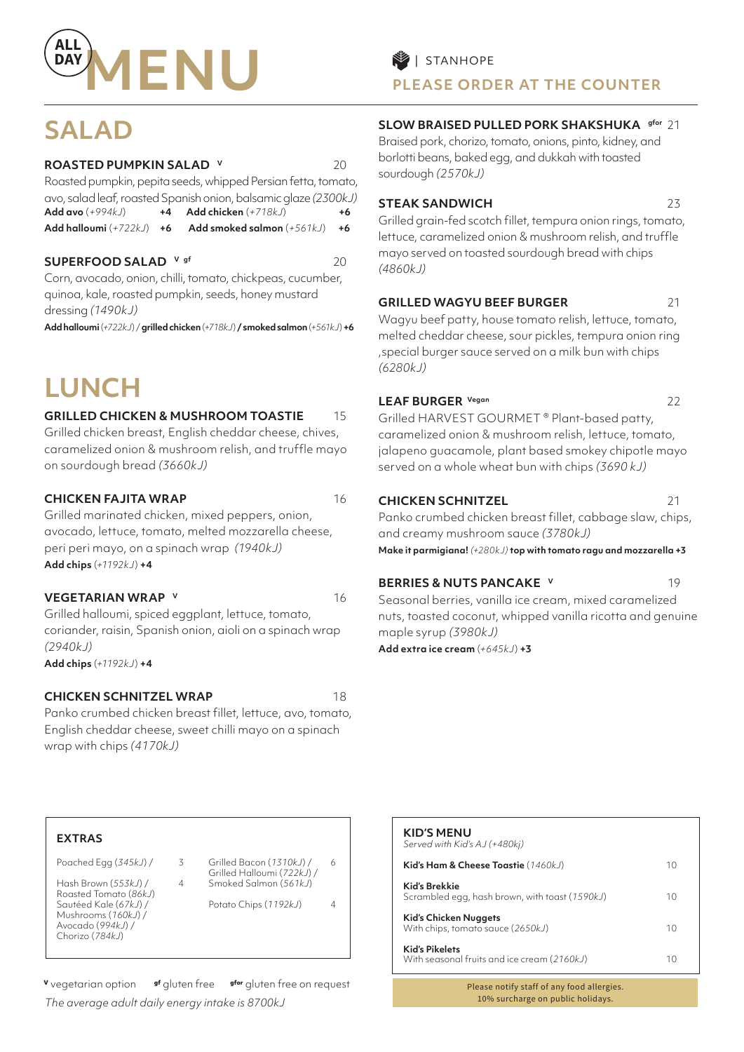# ALL DAY MENU

STANHOPE

**PLEASE ORDER AT THE COUNTER**

## SALAD

### ROASTED PUMPKIN SALAD [V] — 20

Roasted pumpkin, pepita seeds, whipped Persian fetta, tomato, avo, salad leaf, roasted Spanish onion, balsamic glaze *(2300kJ)*

**Add avo** *(+994kJ)* **+4** **Add chicken** *(+718kJ)* **+6**

**Add halloumi** *(+722kJ)* **+6** **Add smoked salmon** *(+561kJ)* **+6**

### SUPERFOOD SALAD [V] [gf] — 20

Corn, avocado, onion, chilli, tomato, chickpeas, cucumber, quinoa, kale, roasted pumpkin, seeds, honey mustard dressing *(1490kJ)*

**Add halloumi** *(+722kJ)* / **grilled chicken** *(+718kJ)* **/ smoked salmon** *(+561kJ)* **+6**

## LUNCH

### GRILLED CHICKEN & MUSHROOM TOASTIE — 15

Grilled chicken breast, English cheddar cheese, chives, caramelized onion & mushroom relish, and truffle mayo on sourdough bread *(3660kJ)*

### CHICKEN FAJITA WRAP — 16

Grilled marinated chicken, mixed peppers, onion, avocado, lettuce, tomato, melted mozzarella cheese, peri peri mayo, on a spinach wrap *(1940kJ)*

**Add chips** *(+1192kJ)* **+4**

### VEGETARIAN WRAP [V] — 16

Grilled halloumi, spiced eggplant, lettuce, tomato, coriander, raisin, Spanish onion, aioli on a spinach wrap *(2940kJ)*

**Add chips** *(+1192kJ)* **+4**

### CHICKEN SCHNITZEL WRAP — 18

Panko crumbed chicken breast fillet, lettuce, avo, tomato, English cheddar cheese, sweet chilli mayo on a spinach wrap with chips *(4170kJ)*

### SLOW BRAISED PULLED PORK SHAKSHUKA [gfor] — 21

Braised pork, chorizo, tomato, onions, pinto, kidney, and borlotti beans, baked egg, and dukkah with toasted sourdough *(2570kJ)*

### STEAK SANDWICH — 23

Grilled grain-fed scotch fillet, tempura onion rings, tomato, lettuce, caramelized onion & mushroom relish, and truffle mayo served on toasted sourdough bread with chips *(4860kJ)*

### GRILLED WAGYU BEEF BURGER — 21

Wagyu beef patty, house tomato relish, lettuce, tomato, melted cheddar cheese, sour pickles, tempura onion ring ,special burger sauce served on a milk bun with chips *(6280kJ)*

### LEAF BURGER [Vegan] — 22

Grilled HARVEST GOURMET ® Plant-based patty, caramelized onion & mushroom relish, lettuce, tomato, jalapeno guacamole, plant based smokey chipotle mayo served on a whole wheat bun with chips *(3690 kJ)*

### CHICKEN SCHNITZEL — 21

Panko crumbed chicken breast fillet, cabbage slaw, chips, and creamy mushroom sauce *(3780kJ)*

**Make it parmigiana!** *(+280kJ)* **top with tomato ragu and mozzarella +3**

### BERRIES & NUTS PANCAKE [V] — 19

Seasonal berries, vanilla ice cream, mixed caramelized nuts, toasted coconut, whipped vanilla ricotta and genuine maple syrup *(3980kJ)*

**Add extra ice cream** *(+645kJ)* **+3**

## EXTRAS

| Item | Price |
|---|---|
| Poached Egg (345kJ) | 3 |
| Hash Brown (553kJ) / Roasted Tomato (86kJ) / Sautéed Kale (67kJ) / Mushrooms (160kJ) / Avocado (994kJ) / Chorizo (784kJ) | 4 |
| Grilled Bacon (1310kJ) / Grilled Halloumi (722kJ) / Smoked Salmon (561kJ) | 6 |
| Potato Chips (1192kJ) | 4 |

## KID'S MENU

*Served with Kid's AJ (+480kj)*

| Item | Price |
|---|---|
| **Kid's Ham & Cheese Toastie** (1460kJ) | 10 |
| **Kid's Brekkie** Scrambled egg, hash brown, with toast (1590kJ) | 10 |
| **Kid's Chicken Nuggets** With chips, tomato sauce (2650kJ) | 10 |
| **Kid's Pikelets** With seasonal fruits and ice cream (2160kJ) | 10 |

Please notify staff of any food allergies.
10% surcharge on public holidays.

**V** vegetarian option **gf** gluten free **gfor** gluten free on request

*The average adult daily energy intake is 8700kJ*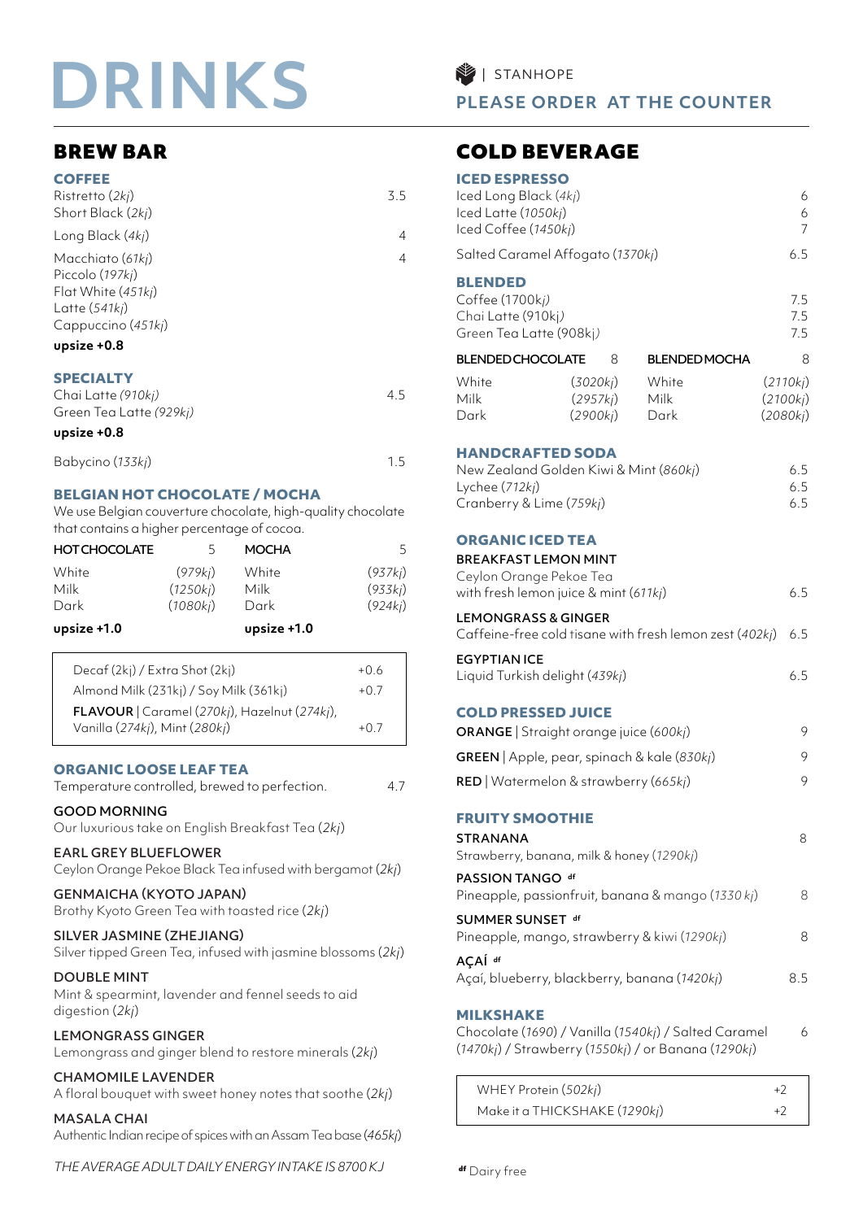# DRINKS

STANHOPE

PLEASE ORDER AT THE COUNTER

## BREW BAR

### COFFEE

| | |
|---|---|
| Ristretto (*2kj*) Short Black (*2kj*) | 3.5 |
| Long Black (*4kj*) | 4 |
| Macchiato (*61kj*) Piccolo (*197kj*) Flat White (*451kj*) Latte (*541kj*) Cappuccino (*451kj*) | 4 |

**upsize +0.8**

### SPECIALTY

| | |
|---|---|
| Chai Latte (*910kj*) Green Tea Latte (*929kj*) | 4.5 |

**upsize +0.8**

| | |
|---|---|
| Babycino (*133kj*) | 1.5 |

### BELGIAN HOT CHOCOLATE / MOCHA

We use Belgian couverture chocolate, high-quality chocolate that contains a higher percentage of cocoa.

| HOT CHOCOLATE | 5 | MOCHA | 5 |
|---|---|---|---|
| White | (*979kj*) | White | (*937kj*) |
| Milk | (*1250kj*) | Milk | (*933kj*) |
| Dark | (*1080kj*) | Dark | (*924kj*) |
| **upsize +1.0** | | **upsize +1.0** | |

| | |
|---|---|
| Decaf (2kj) / Extra Shot (2kj) | +0.6 |
| Almond Milk (231kj) / Soy Milk (361kj) | +0.7 |
| **FLAVOUR** \| Caramel (*270kj*), Hazelnut (*274kj*), Vanilla (*274kj*), Mint (*280kj*) | +0.7 |

### ORGANIC LOOSE LEAF TEA

Temperature controlled, brewed to perfection. 4.7

**GOOD MORNING**
Our luxurious take on English Breakfast Tea (*2kj*)

**EARL GREY BLUEFLOWER**
Ceylon Orange Pekoe Black Tea infused with bergamot (*2kj*)

**GENMAICHA (KYOTO JAPAN)**
Brothy Kyoto Green Tea with toasted rice (*2kj*)

**SILVER JASMINE (ZHEJIANG)**
Silver tipped Green Tea, infused with jasmine blossoms (*2kj*)

**DOUBLE MINT**
Mint & spearmint, lavender and fennel seeds to aid digestion (*2kj*)

**LEMONGRASS GINGER**
Lemongrass and ginger blend to restore minerals (*2kj*)

**CHAMOMILE LAVENDER**
A floral bouquet with sweet honey notes that soothe (*2kj*)

**MASALA CHAI**
Authentic Indian recipe of spices with an Assam Tea base (*465kj*)

*THE AVERAGE ADULT DAILY ENERGY INTAKE IS 8700 KJ*

## COLD BEVERAGE

### ICED ESPRESSO

| | |
|---|---|
| Iced Long Black (*4kj*) | 6 |
| Iced Latte (*1050kj*) | 6 |
| Iced Coffee (*1450kj*) | 7 |
| Salted Caramel Affogato (*1370kj*) | 6.5 |

### BLENDED

| | |
|---|---|
| Coffee (1700kj) | 7.5 |
| Chai Latte (910kj) | 7.5 |
| Green Tea Latte (908kj) | 7.5 |

| BLENDED CHOCOLATE | 8 | BLENDED MOCHA | 8 |
|---|---|---|---|
| White | (*3020kj*) | White | (*2110kj*) |
| Milk | (*2957kj*) | Milk | (*2100kj*) |
| Dark | (*2900kj*) | Dark | (*2080kj*) |

### HANDCRAFTED SODA

| | |
|---|---|
| New Zealand Golden Kiwi & Mint (*860kj*) | 6.5 |
| Lychee (*712kj*) | 6.5 |
| Cranberry & Lime (*759kj*) | 6.5 |

### ORGANIC ICED TEA

**BREAKFAST LEMON MINT**
Ceylon Orange Pekoe Tea with fresh lemon juice & mint (*611kj*) 6.5

**LEMONGRASS & GINGER**
Caffeine-free cold tisane with fresh lemon zest (*402kj*) 6.5

**EGYPTIAN ICE**
Liquid Turkish delight (*439kj*) 6.5

### COLD PRESSED JUICE

| | |
|---|---|
| **ORANGE** \| Straight orange juice (*600kj*) | 9 |
| **GREEN** \| Apple, pear, spinach & kale (*830kj*) | 9 |
| **RED** \| Watermelon & strawberry (*665kj*) | 9 |

### FRUITY SMOOTHIE

**STRANANA** 8
Strawberry, banana, milk & honey (*1290kj*)

**PASSION TANGO** df
Pineapple, passionfruit, banana & mango (*1330 kj*) 8

**SUMMER SUNSET** df
Pineapple, mango, strawberry & kiwi (*1290kj*) 8

**AÇAÍ** df
Açaí, blueberry, blackberry, banana (*1420kj*) 8.5

### MILKSHAKE

Chocolate (*1690*) / Vanilla (*1540kj*) / Salted Caramel (*1470kj*) / Strawberry (*1550kj*) / or Banana (*1290kj*) 6

| | |
|---|---|
| WHEY Protein (*502kj*) | +2 |
| Make it a THICKSHAKE (*1290kj*) | +2 |

**df** Dairy free